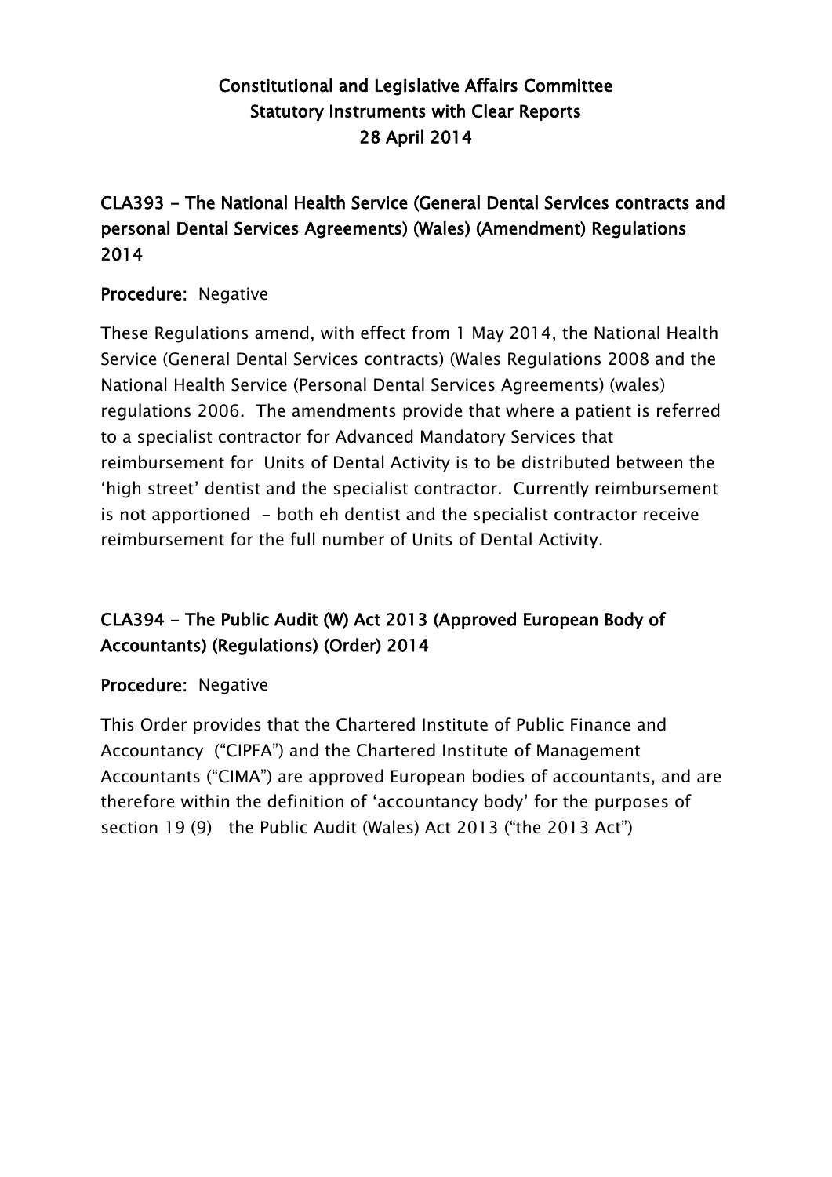# Constitutional and Legislative Affairs Committee
# Statutory Instruments with Clear Reports
# 28 April 2014

## CLA393 - The National Health Service (General Dental Services contracts and personal Dental Services Agreements) (Wales) (Amendment) Regulations 2014

**Procedure:** Negative

These Regulations amend, with effect from 1 May 2014, the National Health Service (General Dental Services contracts) (Wales Regulations 2008 and the National Health Service (Personal Dental Services Agreements) (wales) regulations 2006. The amendments provide that where a patient is referred to a specialist contractor for Advanced Mandatory Services that reimbursement for Units of Dental Activity is to be distributed between the 'high street' dentist and the specialist contractor. Currently reimbursement is not apportioned - both eh dentist and the specialist contractor receive reimbursement for the full number of Units of Dental Activity.

## CLA394 - The Public Audit (W) Act 2013 (Approved European Body of Accountants) (Regulations) (Order) 2014

**Procedure:** Negative

This Order provides that the Chartered Institute of Public Finance and Accountancy ("CIPFA") and the Chartered Institute of Management Accountants ("CIMA") are approved European bodies of accountants, and are therefore within the definition of 'accountancy body' for the purposes of section 19 (9) the Public Audit (Wales) Act 2013 ("the 2013 Act")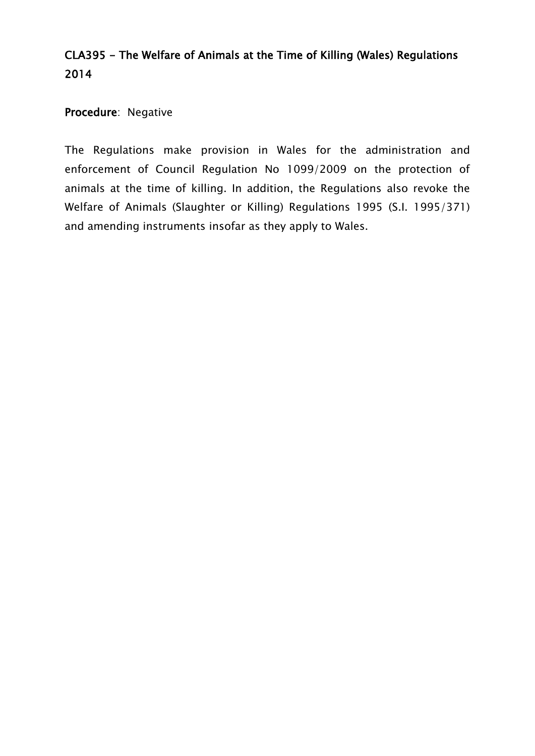## CLA395 - The Welfare of Animals at the Time of Killing (Wales) Regulations 2014

**Procedure**: Negative

The Regulations make provision in Wales for the administration and enforcement of Council Regulation No 1099/2009 on the protection of animals at the time of killing. In addition, the Regulations also revoke the Welfare of Animals (Slaughter or Killing) Regulations 1995 (S.I. 1995/371) and amending instruments insofar as they apply to Wales.